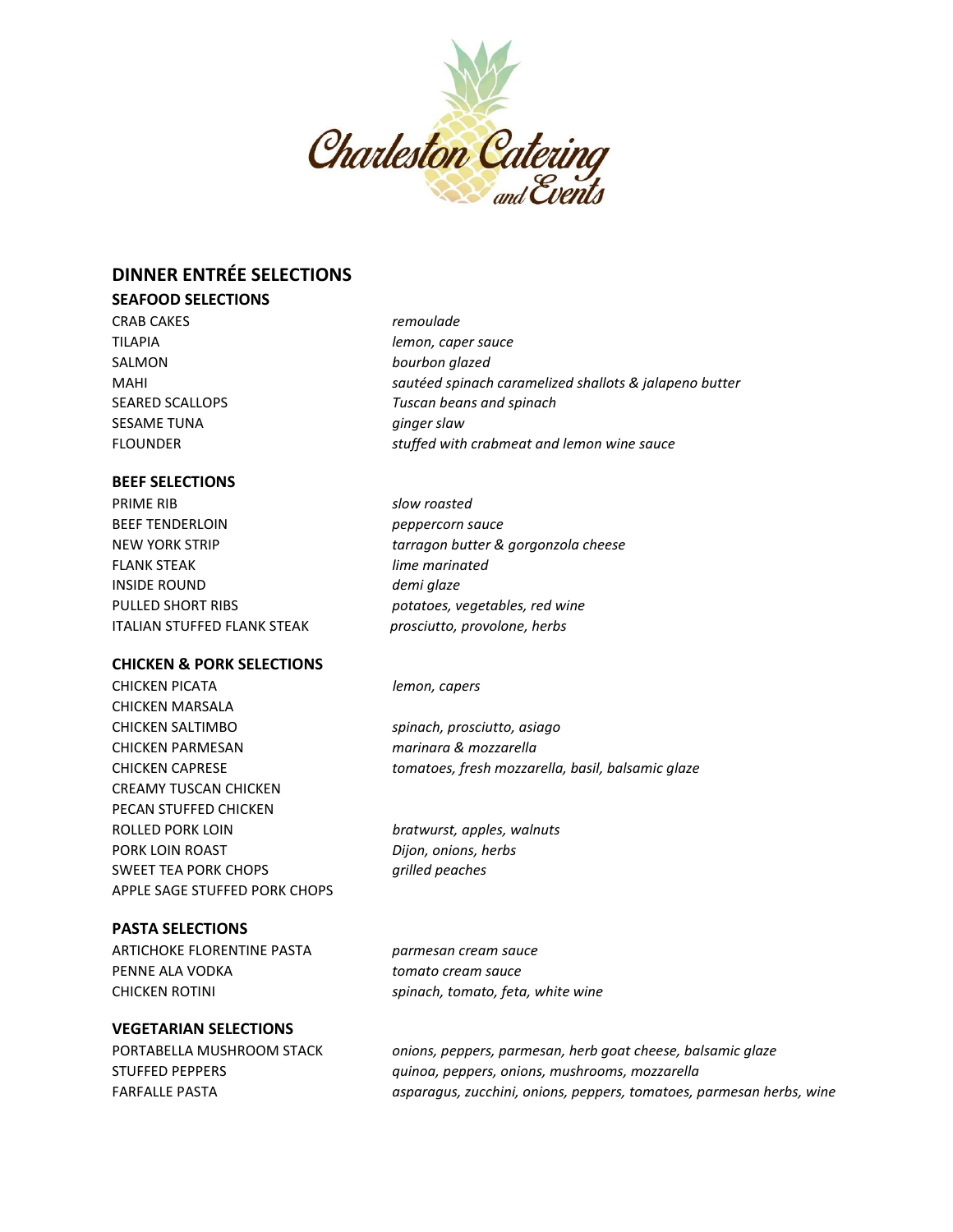Charleston Catering and Events

# DINNER ENTRÉE SELECTIONS

## SEAFOOD SELECTIONS

| | |
|---|---|
| CRAB CAKES | *remoulade* |
| TILAPIA | *lemon, caper sauce* |
| SALMON | *bourbon glazed* |
| MAHI | *sautéed spinach caramelized shallots & jalapeno butter* |
| SEARED SCALLOPS | *Tuscan beans and spinach* |
| SESAME TUNA | *ginger slaw* |
| FLOUNDER | *stuffed with crabmeat and lemon wine sauce* |

## BEEF SELECTIONS

| | |
|---|---|
| PRIME RIB | *slow roasted* |
| BEEF TENDERLOIN | *peppercorn sauce* |
| NEW YORK STRIP | *tarragon butter & gorgonzola cheese* |
| FLANK STEAK | *lime marinated* |
| INSIDE ROUND | *demi glaze* |
| PULLED SHORT RIBS | *potatoes, vegetables, red wine* |
| ITALIAN STUFFED FLANK STEAK | *prosciutto, provolone, herbs* |

## CHICKEN & PORK SELECTIONS

| | |
|---|---|
| CHICKEN PICATA | *lemon, capers* |
| CHICKEN MARSALA | |
| CHICKEN SALTIMBO | *spinach, prosciutto, asiago* |
| CHICKEN PARMESAN | *marinara & mozzarella* |
| CHICKEN CAPRESE | *tomatoes, fresh mozzarella, basil, balsamic glaze* |
| CREAMY TUSCAN CHICKEN | |
| PECAN STUFFED CHICKEN | |
| ROLLED PORK LOIN | *bratwurst, apples, walnuts* |
| PORK LOIN ROAST | *Dijon, onions, herbs* |
| SWEET TEA PORK CHOPS | *grilled peaches* |
| APPLE SAGE STUFFED PORK CHOPS | |

## PASTA SELECTIONS

| | |
|---|---|
| ARTICHOKE FLORENTINE PASTA | *parmesan cream sauce* |
| PENNE ALA VODKA | *tomato cream sauce* |
| CHICKEN ROTINI | *spinach, tomato, feta, white wine* |

## VEGETARIAN SELECTIONS

| | |
|---|---|
| PORTABELLA MUSHROOM STACK | *onions, peppers, parmesan, herb goat cheese, balsamic glaze* |
| STUFFED PEPPERS | *quinoa, peppers, onions, mushrooms, mozzarella* |
| FARFALLE PASTA | *asparagus, zucchini, onions, peppers, tomatoes, parmesan herbs, wine* |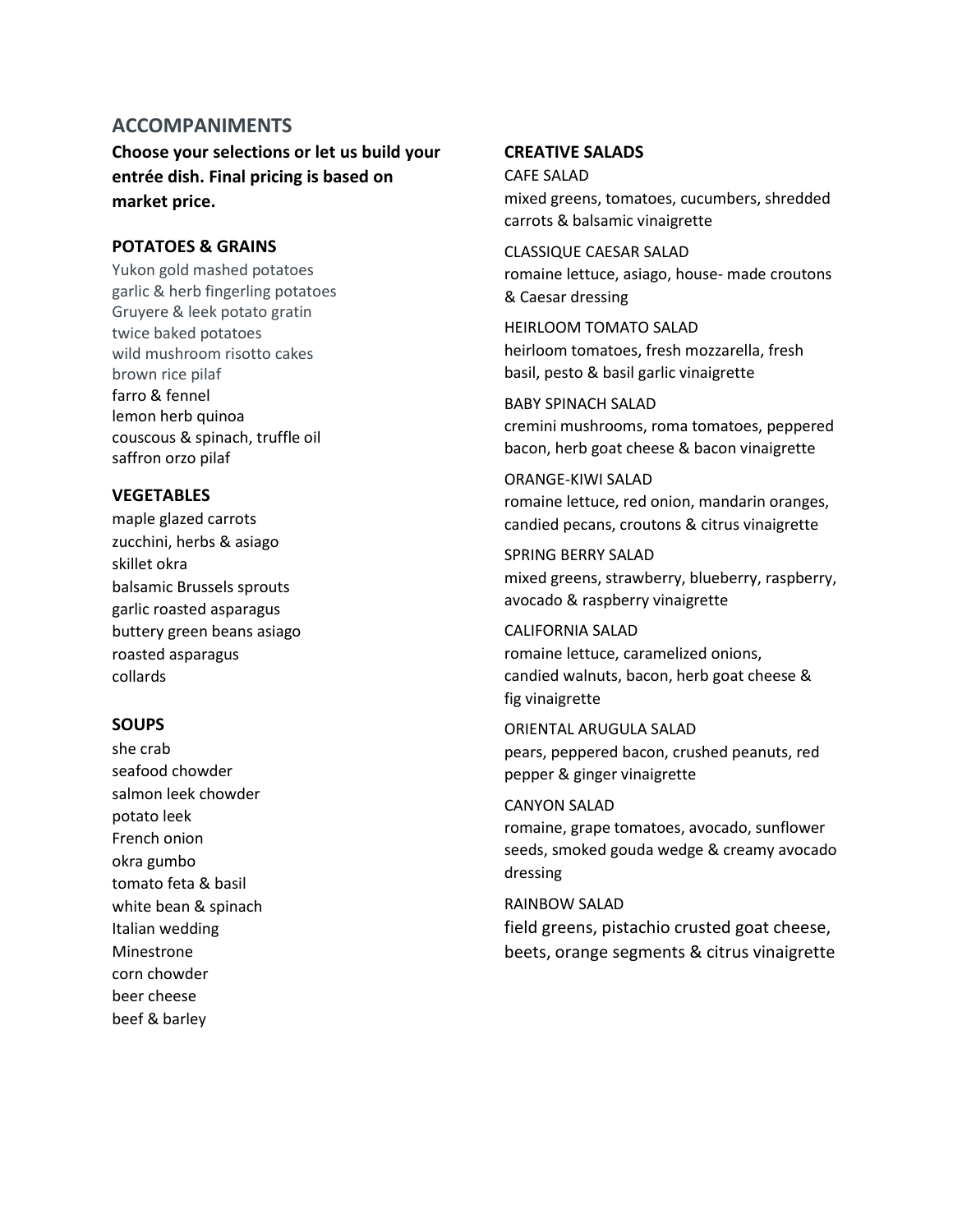## ACCOMPANIMENTS

**Choose your selections or let us build your entrée dish. Final pricing is based on market price.**

### POTATOES & GRAINS

Yukon gold mashed potatoes
garlic & herb fingerling potatoes
Gruyere & leek potato gratin
twice baked potatoes
wild mushroom risotto cakes
brown rice pilaf
farro & fennel
lemon herb quinoa
couscous & spinach, truffle oil
saffron orzo pilaf

### VEGETABLES

maple glazed carrots
zucchini, herbs & asiago
skillet okra
balsamic Brussels sprouts
garlic roasted asparagus
buttery green beans asiago
roasted asparagus
collards

### SOUPS

she crab
seafood chowder
salmon leek chowder
potato leek
French onion
okra gumbo
tomato feta & basil
white bean & spinach
Italian wedding
Minestrone
corn chowder
beer cheese
beef & barley

### CREATIVE SALADS

CAFE SALAD
mixed greens, tomatoes, cucumbers, shredded carrots & balsamic vinaigrette

CLASSIQUE CAESAR SALAD
romaine lettuce, asiago, house- made croutons & Caesar dressing

HEIRLOOM TOMATO SALAD
heirloom tomatoes, fresh mozzarella, fresh basil, pesto & basil garlic vinaigrette

BABY SPINACH SALAD
cremini mushrooms, roma tomatoes, peppered bacon, herb goat cheese & bacon vinaigrette

ORANGE-KIWI SALAD
romaine lettuce, red onion, mandarin oranges, candied pecans, croutons & citrus vinaigrette

SPRING BERRY SALAD
mixed greens, strawberry, blueberry, raspberry, avocado & raspberry vinaigrette

CALIFORNIA SALAD
romaine lettuce, caramelized onions, candied walnuts, bacon, herb goat cheese & fig vinaigrette

ORIENTAL ARUGULA SALAD
pears, peppered bacon, crushed peanuts, red pepper & ginger vinaigrette

CANYON SALAD
romaine, grape tomatoes, avocado, sunflower seeds, smoked gouda wedge & creamy avocado dressing

RAINBOW SALAD
field greens, pistachio crusted goat cheese, beets, orange segments & citrus vinaigrette